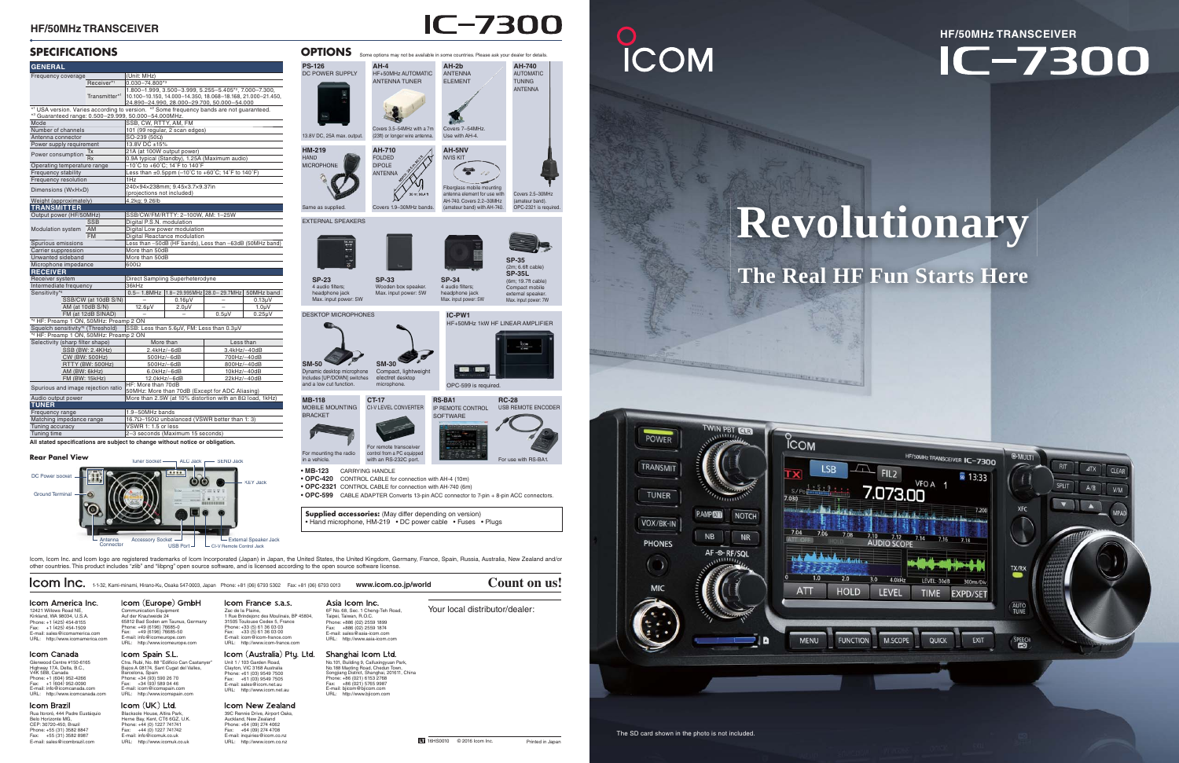## HF/50MHz TRANSCEIVER

# IC-7300

## SPECIFICATIONS

### GENERAL

| | | |
|---|---|---|
| Frequency coverage | | (Unit: MHz) |
| | Receiver*1 | 0.030–74.800*3 |
| | Transmitter*1 | 1.800–1.999, 3.500–3.999, 5.255–5.405*2, 7.000–7.300, 10.100–10.150, 14.000–14.350, 18.068–18.168, 21.000–21.450, 24.890–24.990, 28.000–29.700, 50.000–54.000 |

*1 USA version. Varies according to version. *2 Some frequency bands are not guaranteed.
*3 Guaranteed range: 0.500–29.999, 50.000–54.000MHz.

| | | |
|---|---|---|
| Mode | | SSB, CW, RTTY, AM, FM |
| Number of channels | | 101 (99 regular, 2 scan edges) |
| Antenna connector | | SO-239 (50Ω) |
| Power supply requirement | | 13.8V DC ±15% |
| Power consumption | Tx | 21A (at 100W output power) |
| | Rx | 0.9A typical (Standby), 1.25A (Maximum audio) |
| Operating temperature range | | –10˚C to +60˚C; 14˚F to 140˚F |
| Frequency stability | | Less than ±0.5ppm (–10˚C to +60˚C; 14˚F to 140˚F) |
| Frequency resolution | | 1Hz |
| Dimensions (W×H×D) | | 240×94×238mm; 9.45×3.7×9.37in (projections not included) |
| Weight (approximately) | | 4.2kg; 9.26lb |

### TRANSMITTER

| | | |
|---|---|---|
| Output power (HF/50MHz) | | SSB/CW/FM/RTTY: 2–100W, AM: 1–25W |
| Modulation system | SSB | Digital P.S.N. modulation |
| | AM | Digital Low power modulation |
| | FM | Digital Reactance modulation |
| Spurious emissions | | Less than –50dB (HF bands), Less than –63dB (50MHz band) |
| Carrier suppression | | More than 50dB |
| Unwanted sideband | | More than 50dB |
| Microphone impedance | | 600Ω |

### RECEIVER

| | | | | |
|---|---|---|---|---|
| Receiver system | Direct Sampling Superheterodyne | | | |
| Intermediate frequency | 36kHz | | | |
| Sensitivity*4 | 0.5– 1.8MHz | 1.8– 29.995MHz | 28.0– 29.7MHz | 50MHz band |
| SSB/CW (at 10dB S/N) | – | 0.16μV | – | 0.13μV |
| AM (at 10dB S/N) | 12.6μV | 2.0μV | – | 1.0μV |
| FM (at 12dB SINAD) | – | – | 0.5μV | 0.25μV |

*4 HF: Preamp 1 ON, 50MHz: Preamp 2 ON

| | |
|---|---|
| Squelch sensitivity*5 (Threshold) | SSB: Less than 5.6μV, FM: Less than 0.3μV |

*5 HF: Preamp 1 ON, 50MHz: Preamp 2 ON

| Selectivity (sharp filter shape) | More than | Less than |
|---|---|---|
| SSB (BW: 2.4kHz) | 2.4kHz/–6dB | 3.4kHz/–40dB |
| CW (BW: 500Hz) | 500Hz/–6dB | 700Hz/–40dB |
| RTTY (BW: 500Hz) | 500Hz/–6dB | 800Hz/–40dB |
| AM (BW: 6kHz) | 6.0kHz/–6dB | 10kHz/–40dB |
| FM (BW: 15kHz) | 12.0kHz/–6dB | 22kHz/–40dB |

| | |
|---|---|
| Spurious and image rejection ratio | HF: More than 70dB<br>50MHz: More than 70dB (Except for ADC Aliasing) |
| Audio output power | More than 2.5W (at 10% distortion with an 8Ω load, 1kHz) |

### TUNER

| | |
|---|---|
| Frequency range | 1.9–50MHz bands |
| Matching impedance range | 16.7Ω–150Ω unbalanced (VSWR better than 1: 3) |
| Tuning accuracy | VSWR 1: 1.5 or less |
| Tuning time | 2–3 seconds (Maximum 15 seconds) |

**All stated specifications are subject to change without notice or obligation.**

### Rear Panel View

DC Power socket, Tuner socket, ALC Jack, SEND Jack, KEY Jack, Ground Terminal, Antenna Connector, Accessory Socket, USB Port, External Speaker Jack, CI-V Remote Control Jack

## OPTIONS

Some options may not be available in some countries. Please ask your dealer for details.

**PS-126** DC POWER SUPPLY — 13.8V DC, 25A max. output.

**AH-4** HF+50MHz AUTOMATIC ANTENNA TUNER — Covers 3.5–54MHz with a 7m (23ft) or longer wire antenna.

**AH-2b** ANTENNA ELEMENT — Covers 7–54MHz. Use with AH-4.

**AH-740** AUTOMATIC TUNING ANTENNA — Covers 2.5–30MHz (amateur band). OPC-2321 is required.

**HM-219** HAND MICROPHONE — Same as supplied.

**AH-710** FOLDED DIPOLE ANTENNA — Covers 1.9–30MHz bands.

**AH-5NV** NVIS KIT — Fiberglass mobile mounting antenna element for use with AH-740. Covers 2.2–30MHz (amateur band) with AH-740.

### EXTERNAL SPEAKERS

**SP-23** — 4 audio filters; headphone jack. Max. input power: 5W

**SP-33** — Wooden box speaker. Max. input power: 5W

**SP-34** — 4 audio filters; headphone jack. Max. input power: 5W

**SP-35** (2m; 6.6ft cable) **SP-35L** (6m; 19.7ft cable) — Compact mobile external speaker. Max. input power: 7W

### DESKTOP MICROPHONES

**SM-50** — Dynamic desktop microphone. Includes [UP/DOWN] switches and a low cut function.

**SM-30** — Compact, lightweight electret desktop microphone.

**IC-PW1** HF+50MHz 1kW HF LINEAR AMPLIFIER — OPC-599 is required.

**MB-118** MOBILE MOUNTING BRACKET — For mounting the radio in a vehicle.

**CT-17** CI-V LEVEL CONVERTER — For remote transceiver control from a PC equipped with an RS-232C port.

**RS-BA1** IP REMOTE CONTROL SOFTWARE

**RC-28** USB REMOTE ENCODER — For use with RS-BA1.

- **MB-123** CARRYING HANDLE
- **OPC-420** CONTROL CABLE for connection with AH-4 (10m)
- **OPC-2321** CONTROL CABLE for connection with AH-740 (6m)
- **OPC-599** CABLE ADAPTER Converts 13-pin ACC connector to 7-pin + 8-pin ACC connectors.

**Supplied accessories:** (May differ depending on version)
• Hand microphone, HM-219 • DC power cable • Fuses • Plugs

Icom, Icom Inc. and Icom logo are registered trademarks of Icom Incorporated (Japan) in Japan, the United States, the United Kingdom, Germany, France, Spain, Russia, Australia, New Zealand and/or other countries. This product includes "zlib" and "libpng" open source software, and is licensed according to the open source software license.

**Icom Inc.** 1-1-32, Kami-minami, Hirano-ku, Osaka 547-0003, Japan Phone: +81 (06) 6793 5302 Fax: +81 (06) 6793 0013 **www.icom.co.jp/world**

**Count on us!**

**Icom America Inc.**
12421 Willows Road NE, Kirkland, WA 98034, U.S.A.
Phone: +1 (425) 454-8155
Fax: +1 (425) 454-1509
E-mail: sales@icomamerica.com
URL: http://www.icomamerica.com

**Icom Canada**
Glenwood Centre #150-6165 Highway 17A, Delta, B.C., V4K 5B8, Canada
Phone: +1 (604) 952-4266
Fax: +1 (604) 952-0090
E-mail: info@icomcanada.com
URL: http://www.icomcanada.com

**Icom Brazil**
Rua Itororó, 444 Padre Eustáquio Belo Horizonte MG, CEP: 30720-450, Brazil
Phone: +55 (31) 3582 8847
Fax: +55 (31) 3582 8987
E-mail: sales@icombrazil.com

**Icom (Europe) GmbH**
Communication Equipment
Auf der Krautweide 24 65812 Bad Soden am Taunus, Germany
Phone: +49 (6196) 76685-0
Fax: +49 (6196) 76685-50
E-mail: info@icomeurope.com
URL: http://www.icomeurope.com

**Icom Spain S.L.**
Ctra. Rubí, No. 88 "Edificio Can Castanyer" Bajos A 08174, Sant Cugat del Vallès, Barcelona, Spain
Phone: +34 (93) 590 26 70
Fax: +34 (93) 589 04 46
E-mail: icom@icomspain.com
URL: http://www.icomspain.com

**Icom (UK) Ltd.**
Blackstole House, Altira Park, Herne Bay, Kent, CT6 6GZ, U.K.
Phone: +44 (0) 1227 741741
Fax: +44 (0) 1227 741742
E-mail: info@icomuk.co.uk
URL: http://www.icomuk.co.uk

**Icom France s.a.s.**
Zac de la Plaine, 1 Rue Brindejonc des Moulinais, BP 45804, 31505 Toulouse Cedex 5, France
Phone: +33 (5) 61 36 03 03
Fax: +33 (5) 61 36 03 00
E-mail: icom@icom-france.com
URL: http://www.icom-france.com

**Icom (Australia) Pty. Ltd.**
Unit 1 / 103 Garden Road, Clayton, VIC 3168 Australia
Phone: +61 (03) 9549 7500
Fax: +61 (03) 9549 7505
E-mail: sales@icom.net.au
URL: http://www.icom.net.au

**Icom New Zealand**
39C Rennie Drive, Airport Oaks, Auckland, New Zealand
Phone: +64 (09) 274 4062
Fax: +64 (09) 274 4708
E-mail: inquiries@icom.co.nz
URL: http://www.icom.co.nz

**Asia Icom Inc.**
6F No. 68, Sec. 1 Cheng-Teh Road, Taipei, Taiwan, R.O.C.
Phone: +886 (02) 2559 1899
Fax: +886 (02) 2559 1874
E-mail: sales@asia-icom.com
URL: http://www.asia-icom.com

**Shanghai Icom Ltd.**
No.101, Building 9, Caifuxingyuan Park, No.188 Maoting Road, Chedun Town, Songjiang District, Shanghai, 201611, China
Phone: +86 (021) 6153 2788
Fax: +86 (021) 5765 9987
E-mail: bjicom@bjicom.com
URL: http://www.bjicom.com

Your local distributor/dealer:

16HS0010 © 2016 Icom Inc. Printed in Japan

ICOM

HF/50MHz TRANSCEIVER

# IC-7300

# Revolutionary

## The Real HF Fun Starts Here

The SD card shown in the photo is not included.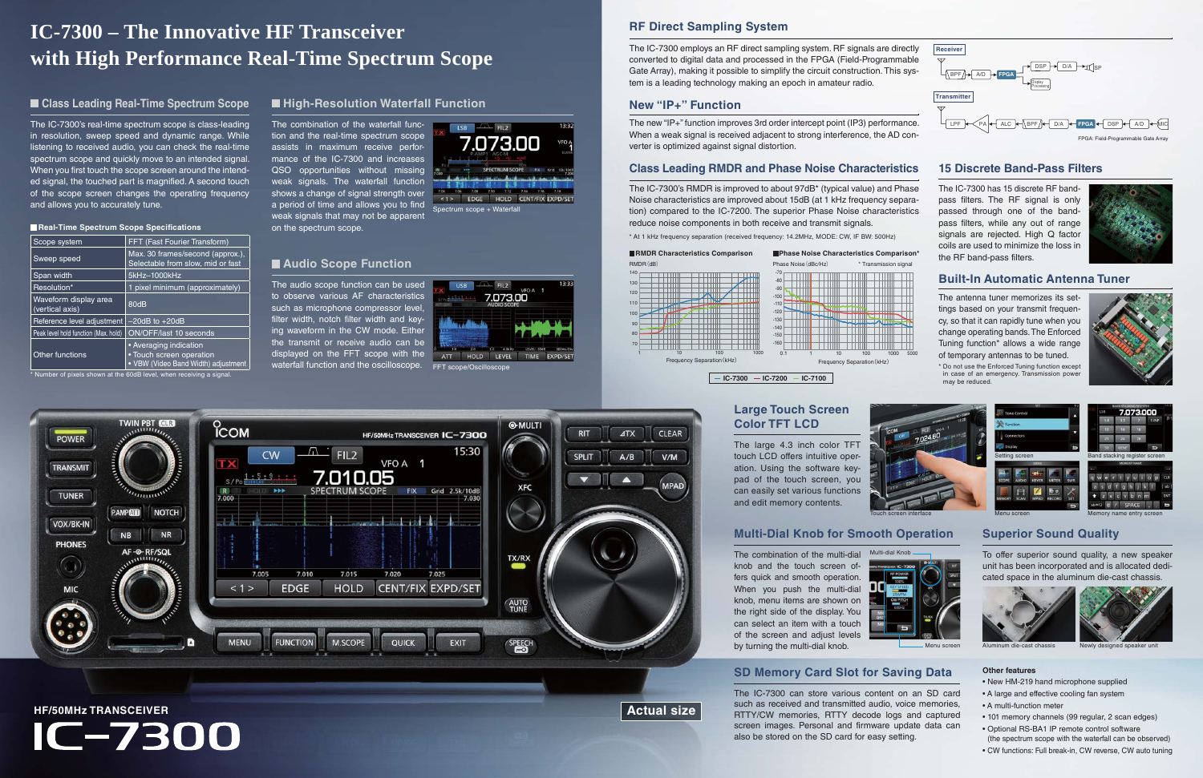# IC-7300 – The Innovative HF Transceiver with High Performance Real-Time Spectrum Scope

## Class Leading Real-Time Spectrum Scope

The IC-7300's real-time spectrum scope is class-leading in resolution, sweep speed and dynamic range. While listening to received audio, you can check the real-time spectrum scope and quickly move to an intended signal. When you first touch the scope screen around the intended signal, the touched part is magnified. A second touch of the scope screen changes the operating frequency and allows you to accurately tune.

### Real-Time Spectrum Scope Specifications

| | |
|---|---|
| Scope system | FFT (Fast Fourier Transform) |
| Sweep speed | Max. 30 frames/second (approx.), Selectable from slow, mid or fast |
| Span width | 5kHz–1000kHz |
| Resolution* | 1 pixel minimum (approximately) |
| Waveform display area (vertical axis) | 80dB |
| Reference level adjustment | –20dB to +20dB |
| Peak level hold function (Max. hold) | ON/OFF/last 10 seconds |
| Other functions | • Averaging indication<br>• Touch screen operation<br>• VBW (Video Band Width) adjustment |

* Number of pixels shown at the 60dB level, when receiving a signal.

## High-Resolution Waterfall Function

The combination of the waterfall function and the real-time spectrum scope assists in maximum receive performance of QSO opportunities without missing weak signals. The waterfall function shows a change of signal strength over a period of time and allows you to find weak signals that may not be apparent on the spectrum scope.

Spectrum scope + Waterfall

## Audio Scope Function

The audio scope function can be used to observe various AF characteristics such as microphone compressor level, filter width, notch filter width and keying waveform in the CW mode. Either the transmit or receive audio can be displayed on the FFT scope with the waterfall function and the oscilloscope.

FFT scope/Oscilloscope

HF/50MHz TRANSCEIVER

IC-7300

Actual size

## RF Direct Sampling System

The IC-7300 employs an RF direct sampling system. RF signals are directly converted to digital data and processed in the FPGA (Field-Programmable Gate Array), making it possible to simplify the circuit construction. This system is a leading technology making an epoch in amateur radio.

Receiver: BPF → A/D → FPGA → DSP → D/A → SP; Display Processing

Transmitter: MIC → A/D → DSP → FPGA → D/A → BPF → ALC → PA → LPF

FPGA: Field-Programmable Gate Array

## New "IP+" Function

The new "IP+" function improves 3rd order intercept point (IP3) performance. When a weak signal is received adjacent to strong interference, the AD converter is optimized against signal distortion.

## Class Leading RMDR and Phase Noise Characteristics

The IC-7300's RMDR is improved to about 97dB* (typical value) and Phase Noise characteristics are improved about 15dB (at 1 kHz frequency separation) compared to the IC-7200. The superior Phase Noise characteristics reduce noise components in both receive and transmit signals.

* At 1 kHz frequency separation (received frequency: 14.2MHz, MODE: CW, IF BW: 500Hz)

**RMDR Characteristics Comparison**

RMDR (dB)

140 130 120 110 100 90 80 70

1 10 100 1000

Frequency Separation (kHz)

**Phase Noise Characteristics Comparison***

Phase Noise (dBc/Hz) * Transmission signal

-70 -80 -90 -100 -110 -120 -130 -140 -150 -160

0.1 1 10 100 1000 5000

Frequency Separation (kHz)

— IC-7300 — IC-7200 — IC-7100

## 15 Discrete Band-Pass Filters

The IC-7300 has 15 discrete RF band-pass filters. The RF signal is only passed through one of the band-pass filters, while any out of range signals are rejected. High Q factor coils are used to minimize the loss in the RF band-pass filters.

## Built-In Automatic Antenna Tuner

The antenna tuner memorizes its settings based on your transmit frequency, so that it can rapidly tune when you change operating bands. The Enforced Tuning function* allows a wide range of temporary antennas to be tuned.

* Do not use the Enforced Tuning function except in case of an emergency. Transmission power may be reduced.

## Large Touch Screen Color TFT LCD

The large 4.3 inch color TFT touch LCD offers intuitive operation. Using the software keypad of the touch screen, you can easily set various functions and edit memory contents.

Touch screen interface

Setting screen

Band stacking register screen

Menu screen

Memory name entry screen

## Multi-Dial Knob for Smooth Operation

The combination of the multi-dial knob and the touch screen offers quick and smooth operation. When you push the multi-dial knob, menu items are shown on the right side of the display. You can select an item with a touch of the screen and adjust levels by turning the multi-dial knob.

Multi-dial Knob

Menu screen

## Superior Sound Quality

To offer superior sound quality, a new speaker unit has been incorporated and is allocated dedicated space in the aluminum die-cast chassis.

Aluminum die-cast chassis

Newly designed speaker unit

## SD Memory Card Slot for Saving Data

The IC-7300 can store various content on an SD card such as received and transmitted audio, voice memories, RTTY/CW memories, RTTY decode logs and captured screen images. Personal and firmware update data can also be stored on the SD card for easy setting.

### Other features

- New HM-219 hand microphone supplied
- A large and effective cooling fan system
- A multi-function meter
- 101 memory channels (99 regular, 2 scan edges)
- Optional RS-BA1 IP remote control software (the spectrum scope with the waterfall can be observed)
- CW functions: Full break-in, CW reverse, CW auto tuning